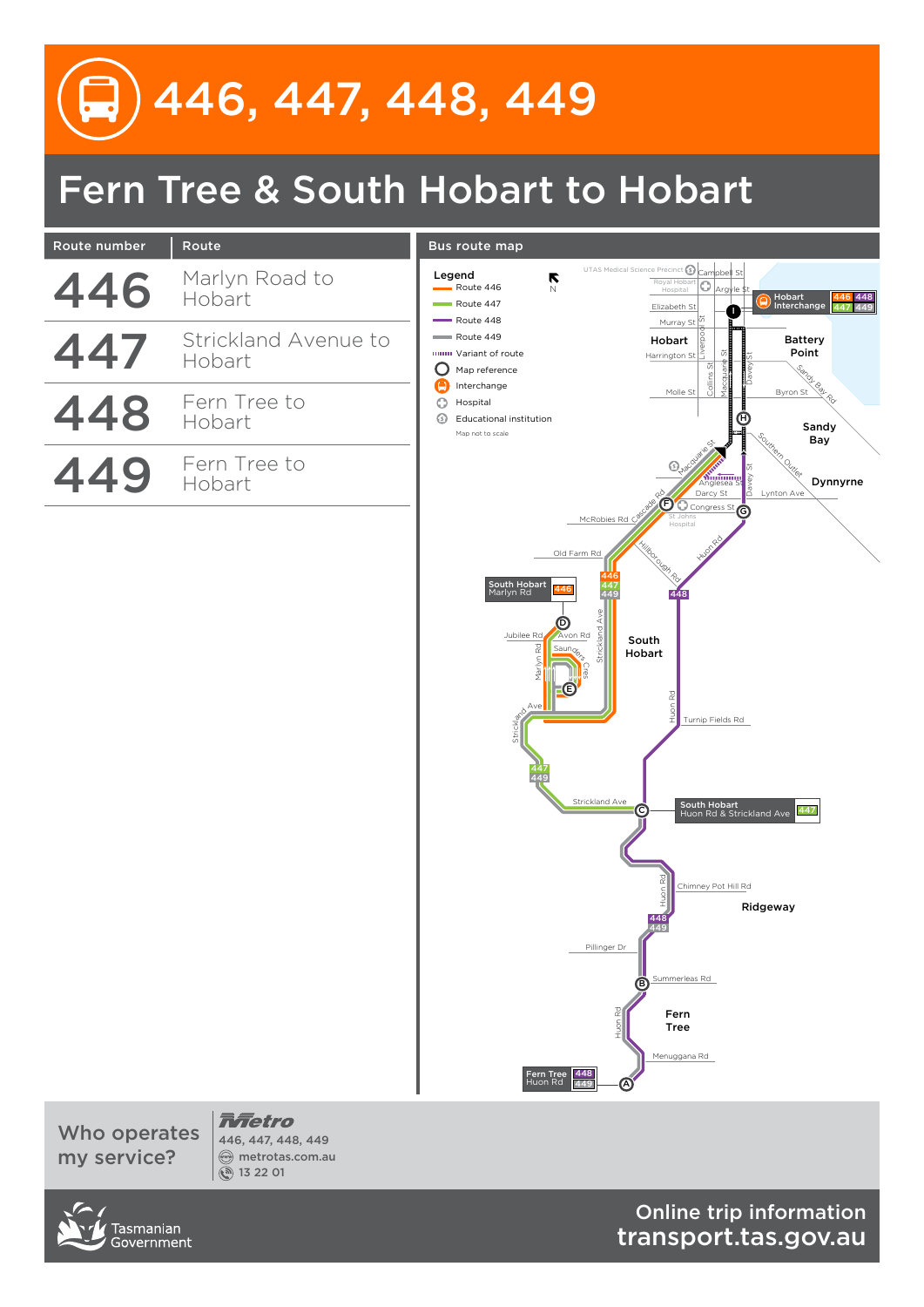# 446, 447, 448, 449

## Fern Tree & South Hobart to Hobart

| Route number | Route |
| --- | --- |
| 446 | Marlyn Road to Hobart |
| 447 | Strickland Avenue to Hobart |
| 448 | Fern Tree to Hobart |
| 449 | Fern Tree to Hobart |

### Bus route map

**Legend**

Route 446
Route 447
Route 448
Route 449
Variant of route
Map reference
Interchange
Hospital
Educational institution
Map not to scale

N

UTAS Medical Science Precinct
Campbell St
Royal Hobart Hospital
Argyle St
Hobart Interchange 446 448 447 449
Elizabeth St
Murray St
Hobart
Harrington St
Liverpool St
Collins St
Macquarie St
Davey St
Battery Point
Molle St
Byron St
Sandy Bay Rd
Sandy Bay
Southern Outlet
Macquarie St
Anglesea St
Davey St
Dynnyrne
Darcy St
Lynton Ave
McRobies Rd
Cascade Rd
Congress St
St Johns Hospital
Old Farm Rd
Hillborough Rd
Huon Rd
446 447 449
448
South Hobart Marlyn Rd 446
Jubilee Rd
Avon Rd
Strickland Ave
Marlyn Rd
Saunders Cres
South Hobart
Huon Rd
Turnip Fields Rd
Strickland Ave
447 449
Strickland Ave
South Hobart Huon Rd & Strickland Ave 447
Chimney Pot Hill Rd
Huon Rd
Ridgeway
448 449
Pillinger Dr
Summerleas Rd
Huon Rd
Fern Tree
Menuggana Rd
Fern Tree Huon Rd 448 449

A B C D E F G H I

Who operates my service?

Metro
446, 447, 448, 449
metrotas.com.au
13 22 01

Tasmanian Government

Online trip information
transport.tas.gov.au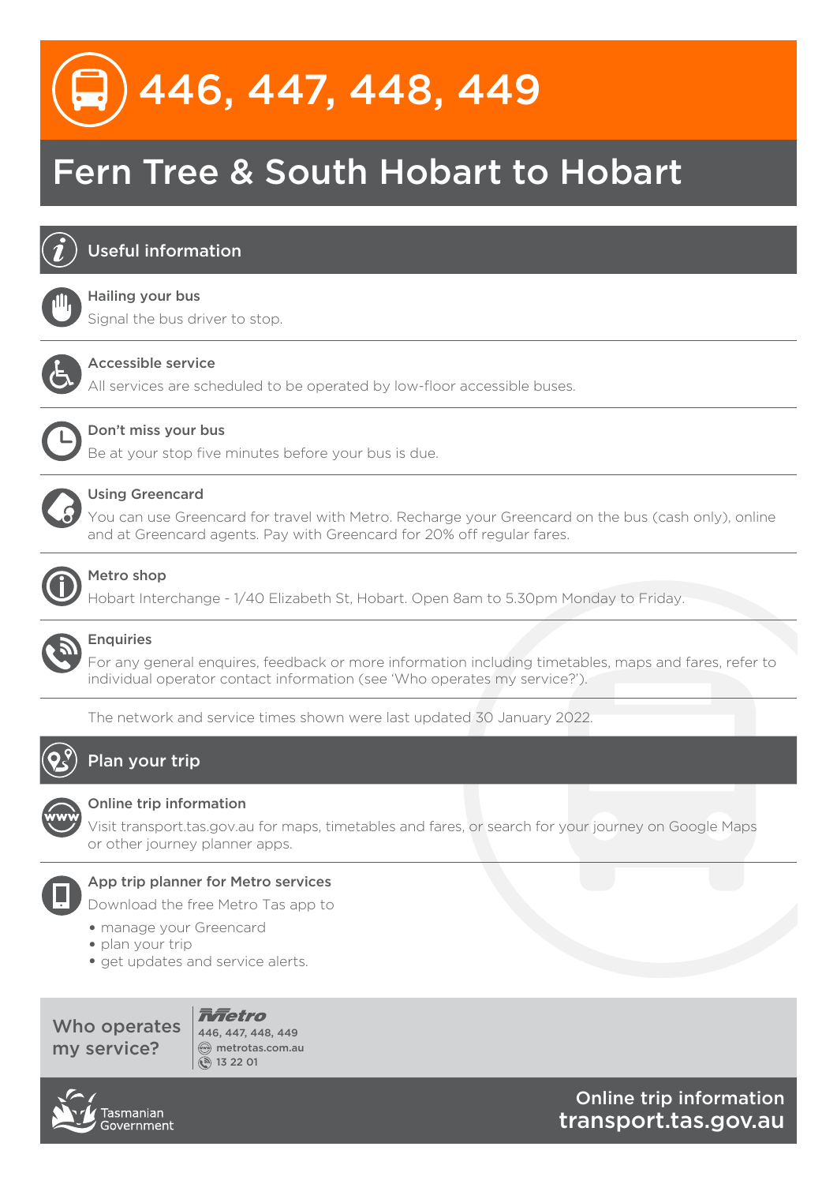# 446, 447, 448, 449

## Fern Tree & South Hobart to Hobart

### Useful information

**Hailing your bus**

Signal the bus driver to stop.

**Accessible service**

All services are scheduled to be operated by low-floor accessible buses.

**Don't miss your bus**

Be at your stop five minutes before your bus is due.

**Using Greencard**

You can use Greencard for travel with Metro. Recharge your Greencard on the bus (cash only), online and at Greencard agents. Pay with Greencard for 20% off regular fares.

**Metro shop**

Hobart Interchange - 1/40 Elizabeth St, Hobart. Open 8am to 5.30pm Monday to Friday.

**Enquiries**

For any general enquires, feedback or more information including timetables, maps and fares, refer to individual operator contact information (see 'Who operates my service?').

The network and service times shown were last updated 30 January 2022.

### Plan your trip

**Online trip information**

Visit transport.tas.gov.au for maps, timetables and fares, or search for your journey on Google Maps or other journey planner apps.

**App trip planner for Metro services**

Download the free Metro Tas app to

- manage your Greencard
- plan your trip
- get updates and service alerts.

**Who operates my service?**

Metro
446, 447, 448, 449
metrotas.com.au
13 22 01

Tasmanian Government

Online trip information
transport.tas.gov.au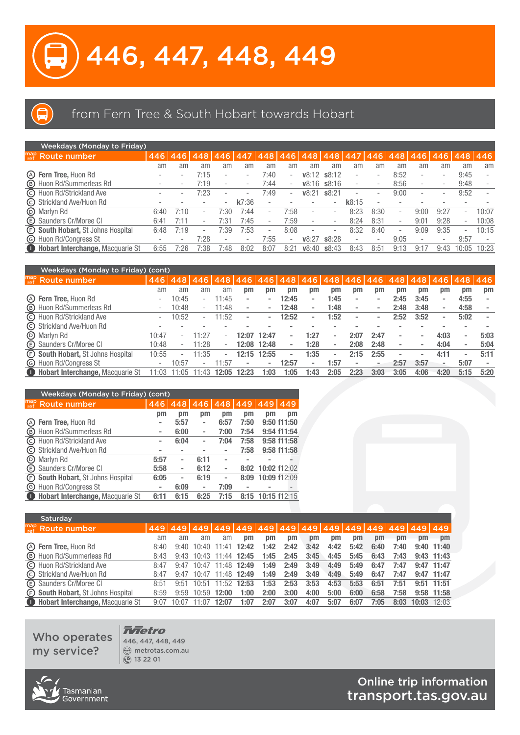# 446, 447, 448, 449

## from Fern Tree & South Hobart towards Hobart

### Weekdays (Monday to Friday)

| map ref | Route number | 446 | 446 | 448 | 446 | 447 | 448 | 446 | 448 | 448 | 447 | 446 | 448 | 446 | 446 | 448 | 446 |
|---|---|---|---|---|---|---|---|---|---|---|---|---|---|---|---|---|---|
| | | am | am | am | am | am | am | am | am | am | am | am | am | am | am | am | am |
| A | **Fern Tree,** Huon Rd | - | - | 7:15 | - | - | 7:40 | - | v8:12 | s8:12 | - | - | 8:52 | - | - | 9:45 | - |
| B | Huon Rd/Summerleas Rd | - | - | 7:19 | - | - | 7:44 | - | v8:16 | s8:16 | - | - | 8:56 | - | - | 9:48 | - |
| C | Huon Rd/Strickland Ave | - | - | 7:23 | - | - | 7:49 | - | v8:21 | s8:21 | - | - | 9:00 | - | - | 9:52 | - |
| C | Strickland Ave/Huon Rd | - | - | - | - | k7:36 | - | - | - | - | k8:15 | - | - | - | - | - | - |
| D | Marlyn Rd | 6:40 | 7:10 | - | 7:30 | 7:44 | - | 7:58 | - | - | 8:23 | 8:30 | - | 9:00 | 9:27 | - | 10:07 |
| E | Saunders Cr/Moree Cl | 6:41 | 7:11 | - | 7:31 | 7:45 | - | 7:59 | - | - | 8:24 | 8:31 | - | 9:01 | 9:28 | - | 10:08 |
| F | **South Hobart,** St Johns Hospital | 6:48 | 7:19 | - | 7:39 | 7:53 | - | 8:08 | - | - | 8:32 | 8:40 | - | 9:09 | 9:35 | - | 10:15 |
| G | Huon Rd/Congress St | - | - | 7:28 | - | - | 7:55 | - | v8:27 | s8:28 | - | - | 9:05 | - | - | 9:57 | - |
| I | **Hobart Interchange,** Macquarie St | 6:55 | 7:26 | 7:38 | 7:48 | 8:02 | 8:07 | 8:21 | v8:40 | s8:43 | 8:43 | 8:51 | 9:13 | 9:17 | 9:43 | 10:05 | 10:23 |

### Weekdays (Monday to Friday) (cont)

| map ref | Route number | 446 | 448 | 446 | 448 | 446 | 446 | 448 | 446 | 448 | 446 | 446 | 448 | 448 | 446 | 448 | 446 |
|---|---|---|---|---|---|---|---|---|---|---|---|---|---|---|---|---|---|
| | | am | am | am | am | pm | pm | pm | pm | pm | pm | pm | pm | pm | pm | pm | pm |
| A | **Fern Tree,** Huon Rd | - | 10:45 | - | 11:45 | - | - | 12:45 | - | 1:45 | - | - | 2:45 | 3:45 | - | 4:55 | - |
| B | Huon Rd/Summerleas Rd | - | 10:48 | - | 11:48 | - | - | 12:48 | - | 1:48 | - | - | 2:48 | 3:48 | - | 4:58 | - |
| C | Huon Rd/Strickland Ave | - | 10:52 | - | 11:52 | - | - | 12:52 | - | 1:52 | - | - | 2:52 | 3:52 | - | 5:02 | - |
| C | Strickland Ave/Huon Rd | - | - | - | - | - | - | - | - | - | - | - | - | - | - | - | - |
| D | Marlyn Rd | 10:47 | - | 11:27 | - | 12:07 | 12:47 | - | 1:27 | - | 2:07 | 2:47 | - | - | 4:03 | - | 5:03 |
| E | Saunders Cr/Moree Cl | 10:48 | - | 11:28 | - | 12:08 | 12:48 | - | 1:28 | - | 2:08 | 2:48 | - | - | 4:04 | - | 5:04 |
| F | **South Hobart,** St Johns Hospital | 10:55 | - | 11:35 | - | 12:15 | 12:55 | - | 1:35 | - | 2:15 | 2:55 | - | - | 4:11 | - | 5:11 |
| G | Huon Rd/Congress St | - | 10:57 | - | 11:57 | - | - | 12:57 | - | 1:57 | - | - | 2:57 | 3:57 | - | 5:07 | - |
| I | **Hobart Interchange,** Macquarie St | 11:03 | 11:05 | 11:43 | 12:05 | 12:23 | 1:03 | 1:05 | 1:43 | 2:05 | 2:23 | 3:03 | 3:05 | 4:06 | 4:20 | 5:15 | 5:20 |

### Weekdays (Monday to Friday) (cont)

| map ref | Route number | 446 | 448 | 446 | 448 | 449 | 449 | 449 |
|---|---|---|---|---|---|---|---|---|
| | | pm | pm | pm | pm | pm | pm | pm |
| A | **Fern Tree,** Huon Rd | - | 5:57 | - | 6:57 | 7:50 | 9:50 | f11:50 |
| B | Huon Rd/Summerleas Rd | - | 6:00 | - | 7:00 | 7:54 | 9:54 | f11:54 |
| C | Huon Rd/Strickland Ave | - | 6:04 | - | 7:04 | 7:58 | 9:58 | f11:58 |
| C | Strickland Ave/Huon Rd | - | - | - | - | 7:58 | 9:58 | f11:58 |
| D | Marlyn Rd | 5:57 | - | 6:11 | - | - | - | - |
| E | Saunders Cr/Moree Cl | 5:58 | - | 6:12 | - | 8:02 | 10:02 | f12:02 |
| F | **South Hobart,** St Johns Hospital | 6:05 | - | 6:19 | - | 8:09 | 10:09 | f12:09 |
| G | Huon Rd/Congress St | - | 6:09 | - | 7:09 | - | - | - |
| I | **Hobart Interchange,** Macquarie St | 6:11 | 6:15 | 6:25 | 7:15 | 8:15 | 10:15 | f12:15 |

### Saturday

| map ref | Route number | 449 | 449 | 449 | 449 | 449 | 449 | 449 | 449 | 449 | 449 | 449 | 449 | 449 | 449 |
|---|---|---|---|---|---|---|---|---|---|---|---|---|---|---|---|
| | | am | am | am | am | pm | pm | pm | pm | pm | pm | pm | pm | pm | pm |
| A | **Fern Tree,** Huon Rd | 8:40 | 9:40 | 10:40 | 11:41 | 12:42 | 1:42 | 2:42 | 3:42 | 4:42 | 5:42 | 6:40 | 7:40 | 9:40 | 11:40 |
| B | Huon Rd/Summerleas Rd | 8:43 | 9:43 | 10:43 | 11:44 | 12:45 | 1:45 | 2:45 | 3:45 | 4:45 | 5:45 | 6:43 | 7:43 | 9:43 | 11:43 |
| C | Huon Rd/Strickland Ave | 8:47 | 9:47 | 10:47 | 11:48 | 12:49 | 1:49 | 2:49 | 3:49 | 4:49 | 5:49 | 6:47 | 7:47 | 9:47 | 11:47 |
| C | Strickland Ave/Huon Rd | 8:47 | 9:47 | 10:47 | 11:48 | 12:49 | 1:49 | 2:49 | 3:49 | 4:49 | 5:49 | 6:47 | 7:47 | 9:47 | 11:47 |
| E | Saunders Cr/Moree Cl | 8:51 | 9:51 | 10:51 | 11:52 | 12:53 | 1:53 | 2:53 | 3:53 | 4:53 | 5:53 | 6:51 | 7:51 | 9:51 | 11:51 |
| F | **South Hobart,** St Johns Hospital | 8:59 | 9:59 | 10:59 | 12:00 | 1:00 | 2:00 | 3:00 | 4:00 | 5:00 | 6:00 | 6:58 | 7:58 | 9:58 | 11:58 |
| I | **Hobart Interchange,** Macquarie St | 9:07 | 10:07 | 11:07 | 12:07 | 1:07 | 2:07 | 3:07 | 4:07 | 5:07 | 6:07 | 7:05 | 8:03 | 10:03 | 12:03 |

Who operates my service?

Metro
446, 447, 448, 449
metrotas.com.au
13 22 01

Tasmanian Government

Online trip information
transport.tas.gov.au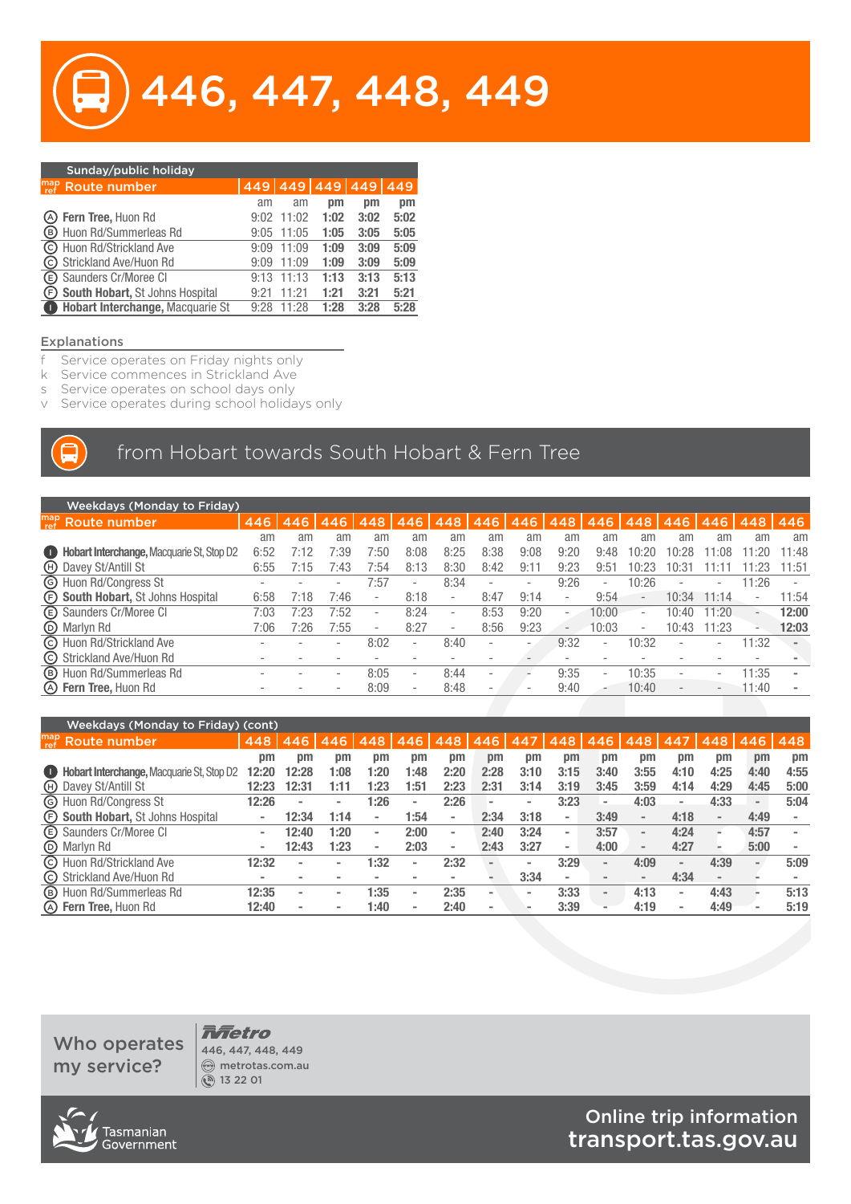// 446, 447, 448, 449

### Sunday/public holiday

| map ref | Route number | 449 | 449 | 449 | 449 | 449 |
|---|---|---|---|---|---|---|
| | | am | am | pm | pm | pm |
| A | **Fern Tree,** Huon Rd | 9:02 | 11:02 | **1:02** | **3:02** | **5:02** |
| B | Huon Rd/Summerleas Rd | 9:05 | 11:05 | **1:05** | **3:05** | **5:05** |
| C | Huon Rd/Strickland Ave | 9:09 | 11:09 | **1:09** | **3:09** | **5:09** |
| C | Strickland Ave/Huon Rd | 9:09 | 11:09 | **1:09** | **3:09** | **5:09** |
| E | Saunders Cr/Moree Cl | 9:13 | 11:13 | **1:13** | **3:13** | **5:13** |
| F | **South Hobart,** St Johns Hospital | 9:21 | 11:21 | **1:21** | **3:21** | **5:21** |
| I | **Hobart Interchange,** Macquarie St | 9:28 | 11:28 | **1:28** | **3:28** | **5:28** |

### Explanations

- f Service operates on Friday nights only
- k Service commences in Strickland Ave
- s Service operates on school days only
- v Service operates during school holidays only

## from Hobart towards South Hobart & Fern Tree

### Weekdays (Monday to Friday)

| map ref | Route number | 446 | 446 | 446 | 448 | 446 | 448 | 446 | 446 | 448 | 446 | 448 | 446 | 446 | 448 | 446 |
|---|---|---|---|---|---|---|---|---|---|---|---|---|---|---|---|---|
| | | am | am | am | am | am | am | am | am | am | am | am | am | am | am | am |
| I | **Hobart Interchange,** Macquarie St, Stop D2 | 6:52 | 7:12 | 7:39 | 7:50 | 8:08 | 8:25 | 8:38 | 9:08 | 9:20 | 9:48 | 10:20 | 10:28 | 11:08 | 11:20 | 11:48 |
| H | Davey St/Antill St | 6:55 | 7:15 | 7:43 | 7:54 | 8:13 | 8:30 | 8:42 | 9:11 | 9:23 | 9:51 | 10:23 | 10:31 | 11:11 | 11:23 | 11:51 |
| G | Huon Rd/Congress St | - | - | - | 7:57 | - | 8:34 | - | - | 9:26 | - | 10:26 | - | - | 11:26 | - |
| F | **South Hobart,** St Johns Hospital | 6:58 | 7:18 | 7:46 | - | 8:18 | - | 8:47 | 9:14 | - | 9:54 | - | 10:34 | 11:14 | - | 11:54 |
| E | Saunders Cr/Moree Cl | 7:03 | 7:23 | 7:52 | - | 8:24 | - | 8:53 | 9:20 | - | 10:00 | - | 10:40 | 11:20 | - | **12:00** |
| D | Marlyn Rd | 7:06 | 7:26 | 7:55 | - | 8:27 | - | 8:56 | 9:23 | - | 10:03 | - | 10:43 | 11:23 | - | **12:03** |
| C | Huon Rd/Strickland Ave | - | - | - | 8:02 | - | 8:40 | - | - | 9:32 | - | 10:32 | - | - | 11:32 | - |
| C | Strickland Ave/Huon Rd | - | - | - | - | - | - | - | - | - | - | - | - | - | - | - |
| B | Huon Rd/Summerleas Rd | - | - | - | 8:05 | - | 8:44 | - | - | 9:35 | - | 10:35 | - | - | 11:35 | - |
| A | **Fern Tree,** Huon Rd | - | - | - | 8:09 | - | 8:48 | - | - | 9:40 | - | 10:40 | - | - | 11:40 | - |

### Weekdays (Monday to Friday) (cont)

| map ref | Route number | 448 | 446 | 446 | 448 | 446 | 448 | 446 | 447 | 448 | 446 | 448 | 447 | 448 | 446 | 448 |
|---|---|---|---|---|---|---|---|---|---|---|---|---|---|---|---|---|
| | | pm | pm | pm | pm | pm | pm | pm | pm | pm | pm | pm | pm | pm | pm | pm |
| I | **Hobart Interchange,** Macquarie St, Stop D2 | **12:20** | **12:28** | **1:08** | **1:20** | **1:48** | **2:20** | **2:28** | **3:10** | **3:15** | **3:40** | **3:55** | **4:10** | **4:25** | **4:40** | **4:55** |
| H | Davey St/Antill St | **12:23** | **12:31** | **1:11** | **1:23** | **1:51** | **2:23** | **2:31** | **3:14** | **3:19** | **3:45** | **3:59** | **4:14** | **4:29** | **4:45** | **5:00** |
| G | Huon Rd/Congress St | **12:26** | - | - | **1:26** | - | **2:26** | - | - | **3:23** | - | **4:03** | - | **4:33** | - | **5:04** |
| F | **South Hobart,** St Johns Hospital | - | **12:34** | **1:14** | - | **1:54** | - | **2:34** | **3:18** | - | **3:49** | - | **4:18** | - | **4:49** | - |
| E | Saunders Cr/Moree Cl | - | **12:40** | **1:20** | - | **2:00** | - | **2:40** | **3:24** | - | **3:57** | - | **4:24** | - | **4:57** | - |
| D | Marlyn Rd | - | **12:43** | **1:23** | - | **2:03** | - | **2:43** | **3:27** | - | **4:00** | - | **4:27** | - | **5:00** | - |
| C | Huon Rd/Strickland Ave | **12:32** | - | - | **1:32** | - | **2:32** | - | - | **3:29** | - | **4:09** | - | **4:39** | - | **5:09** |
| C | Strickland Ave/Huon Rd | - | - | - | - | - | - | - | **3:34** | - | - | - | **4:34** | - | - | - |
| B | Huon Rd/Summerleas Rd | **12:35** | - | - | **1:35** | - | **2:35** | - | - | **3:33** | - | **4:13** | - | **4:43** | - | **5:13** |
| A | **Fern Tree,** Huon Rd | **12:40** | - | - | **1:40** | - | **2:40** | - | - | **3:39** | - | **4:19** | - | **4:49** | - | **5:19** |

**Who operates my service?**

Metro
446, 447, 448, 449
metrotas.com.au
13 22 01

Tasmanian Government

**Online trip information**
**transport.tas.gov.au**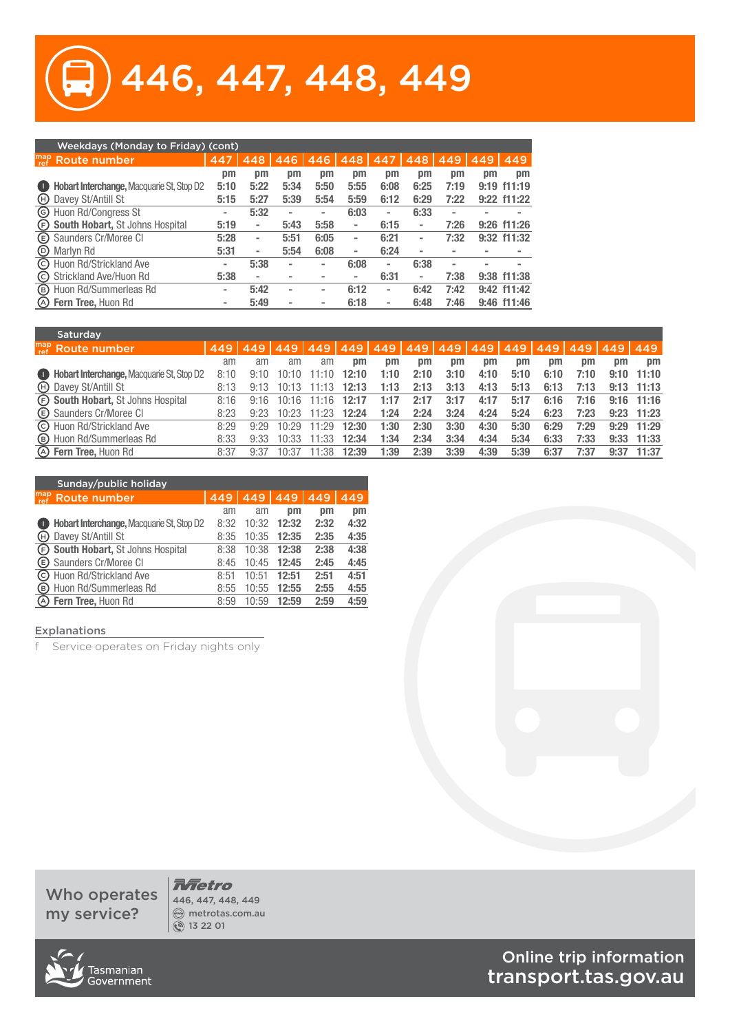# 446, 447, 448, 449

| Weekdays (Monday to Friday) (cont) | | | | | | | | | | | |
|---|---|---|---|---|---|---|---|---|---|---|---|
| map ref | Route number | 447 | 448 | 446 | 446 | 448 | 447 | 448 | 449 | 449 | 449 |
| | | pm | pm | pm | pm | pm | pm | pm | pm | pm | pm |
| I | **Hobart Interchange,** Macquarie St, Stop D2 | 5:10 | 5:22 | 5:34 | 5:50 | 5:55 | 6:08 | 6:25 | 7:19 | 9:19 | f11:19 |
| H | Davey St/Antill St | 5:15 | 5:27 | 5:39 | 5:54 | 5:59 | 6:12 | 6:29 | 7:22 | 9:22 | f11:22 |
| G | Huon Rd/Congress St | - | 5:32 | - | - | 6:03 | - | 6:33 | - | - | - |
| F | **South Hobart,** St Johns Hospital | 5:19 | - | 5:43 | 5:58 | - | 6:15 | - | 7:26 | 9:26 | f11:26 |
| E | Saunders Cr/Moree Cl | 5:28 | - | 5:51 | 6:05 | - | 6:21 | - | 7:32 | 9:32 | f11:32 |
| D | Marlyn Rd | 5:31 | - | 5:54 | 6:08 | - | 6:24 | - | - | - | - |
| C | Huon Rd/Strickland Ave | - | 5:38 | - | - | 6:08 | - | 6:38 | - | - | - |
| C | Strickland Ave/Huon Rd | 5:38 | - | - | - | - | 6:31 | - | 7:38 | 9:38 | f11:38 |
| B | Huon Rd/Summerleas Rd | - | 5:42 | - | - | 6:12 | - | 6:42 | 7:42 | 9:42 | f11:42 |
| A | **Fern Tree,** Huon Rd | - | 5:49 | - | - | 6:18 | - | 6:48 | 7:46 | 9:46 | f11:46 |

| Saturday | | | | | | | | | | | | | | | |
|---|---|---|---|---|---|---|---|---|---|---|---|---|---|---|---|
| map ref | Route number | 449 | 449 | 449 | 449 | 449 | 449 | 449 | 449 | 449 | 449 | 449 | 449 | 449 | 449 |
| | | am | am | am | am | pm | pm | pm | pm | pm | pm | pm | pm | pm | pm |
| I | **Hobart Interchange,** Macquarie St, Stop D2 | 8:10 | 9:10 | 10:10 | 11:10 | 12:10 | 1:10 | 2:10 | 3:10 | 4:10 | 5:10 | 6:10 | 7:10 | 9:10 | 11:10 |
| H | Davey St/Antill St | 8:13 | 9:13 | 10:13 | 11:13 | 12:13 | 1:13 | 2:13 | 3:13 | 4:13 | 5:13 | 6:13 | 7:13 | 9:13 | 11:13 |
| F | **South Hobart,** St Johns Hospital | 8:16 | 9:16 | 10:16 | 11:16 | 12:17 | 1:17 | 2:17 | 3:17 | 4:17 | 5:17 | 6:16 | 7:16 | 9:16 | 11:16 |
| E | Saunders Cr/Moree Cl | 8:23 | 9:23 | 10:23 | 11:23 | 12:24 | 1:24 | 2:24 | 3:24 | 4:24 | 5:24 | 6:23 | 7:23 | 9:23 | 11:23 |
| C | Huon Rd/Strickland Ave | 8:29 | 9:29 | 10:29 | 11:29 | 12:30 | 1:30 | 2:30 | 3:30 | 4:30 | 5:30 | 6:29 | 7:29 | 9:29 | 11:29 |
| B | Huon Rd/Summerleas Rd | 8:33 | 9:33 | 10:33 | 11:33 | 12:34 | 1:34 | 2:34 | 3:34 | 4:34 | 5:34 | 6:33 | 7:33 | 9:33 | 11:33 |
| A | **Fern Tree,** Huon Rd | 8:37 | 9:37 | 10:37 | 11:38 | 12:39 | 1:39 | 2:39 | 3:39 | 4:39 | 5:39 | 6:37 | 7:37 | 9:37 | 11:37 |

| Sunday/public holiday | | | | | | |
|---|---|---|---|---|---|---|
| map ref | Route number | 449 | 449 | 449 | 449 | 449 |
| | | am | am | pm | pm | pm |
| I | **Hobart Interchange,** Macquarie St, Stop D2 | 8:32 | 10:32 | 12:32 | 2:32 | 4:32 |
| H | Davey St/Antill St | 8:35 | 10:35 | 12:35 | 2:35 | 4:35 |
| F | **South Hobart,** St Johns Hospital | 8:38 | 10:38 | 12:38 | 2:38 | 4:38 |
| E | Saunders Cr/Moree Cl | 8:45 | 10:45 | 12:45 | 2:45 | 4:45 |
| C | Huon Rd/Strickland Ave | 8:51 | 10:51 | 12:51 | 2:51 | 4:51 |
| B | Huon Rd/Summerleas Rd | 8:55 | 10:55 | 12:55 | 2:55 | 4:55 |
| A | **Fern Tree,** Huon Rd | 8:59 | 10:59 | 12:59 | 2:59 | 4:59 |

**Explanations**

f Service operates on Friday nights only

**Who operates my service?**

Metro
446, 447, 448, 449
metrotas.com.au
13 22 01

Tasmanian Government

**Online trip information**
**transport.tas.gov.au**